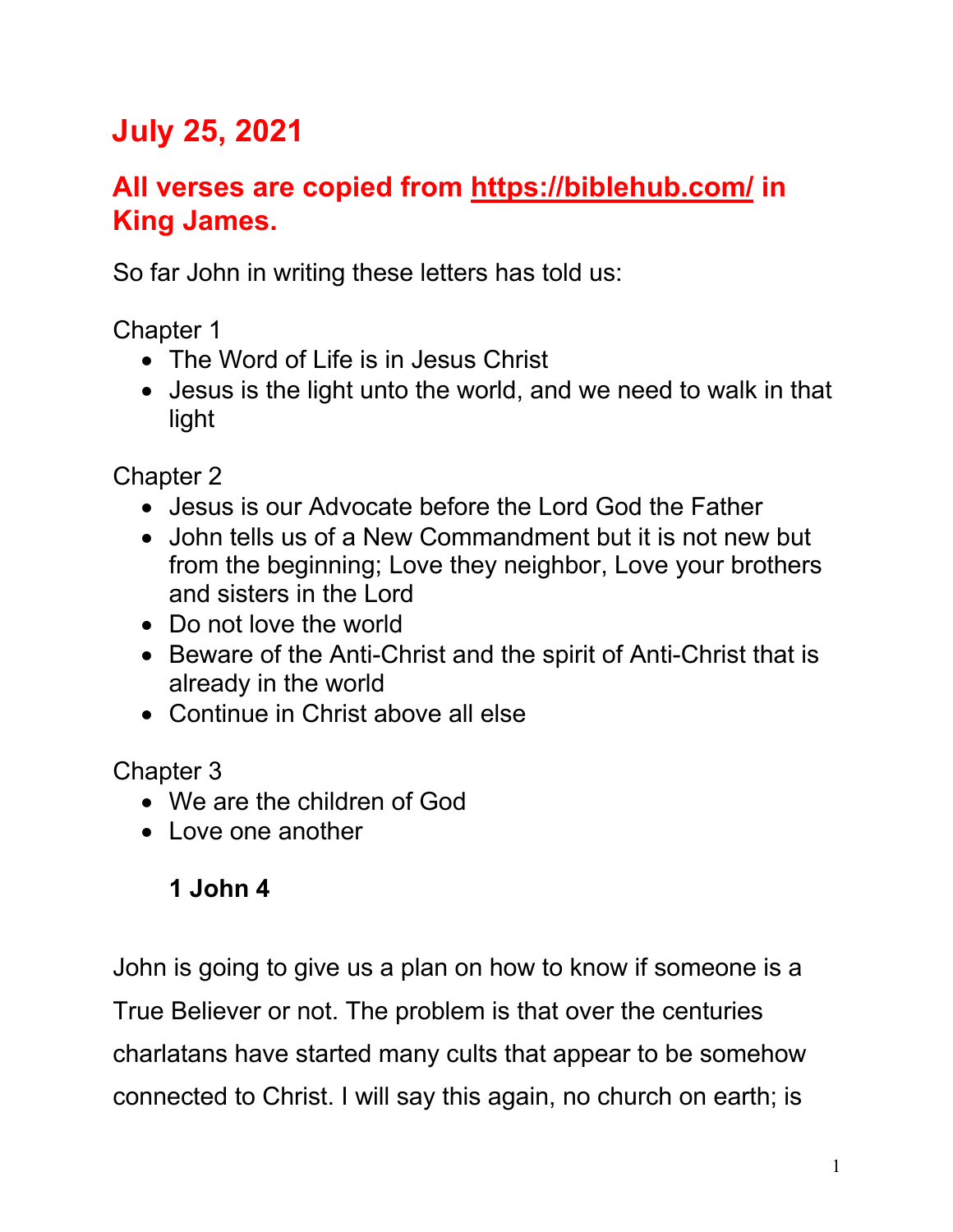# July 25, 2021

## All verses are copied from https://biblehub.com/ in King James.

So far John in writing these letters has told us:

Chapter 1

- The Word of Life is in Jesus Christ
- Jesus is the light unto the world, and we need to walk in that light

Chapter 2

- Jesus is our Advocate before the Lord God the Father
- John tells us of a New Commandment but it is not new but from the beginning; Love they neighbor, Love your brothers and sisters in the Lord
- Do not love the world
- Beware of the Anti-Christ and the spirit of Anti-Christ that is already in the world
- Continue in Christ above all else

Chapter 3

- We are the children of God
- Love one another

### 1 John 4

John is going to give us a plan on how to know if someone is a True Believer or not. The problem is that over the centuries charlatans have started many cults that appear to be somehow connected to Christ. I will say this again, no church on earth; is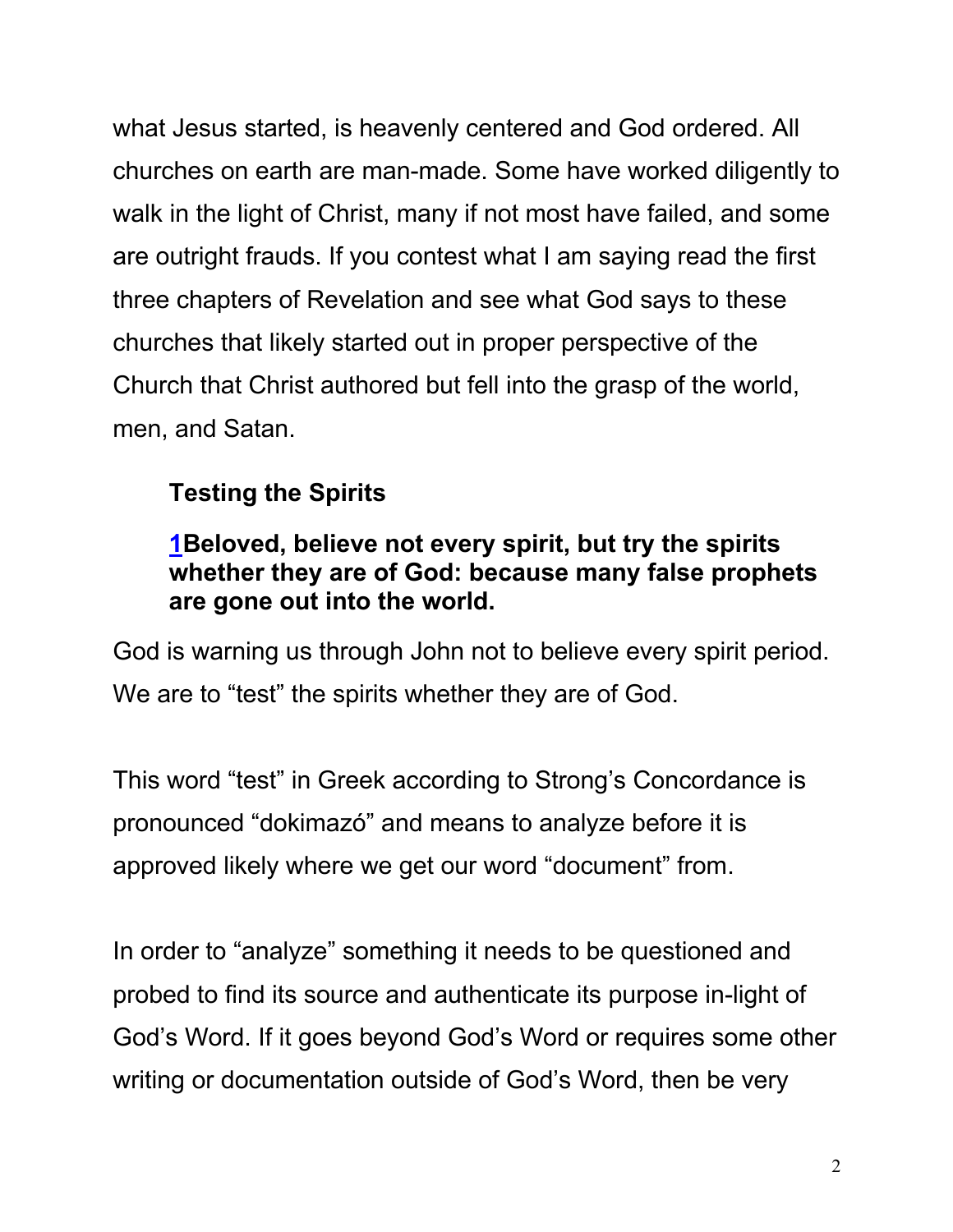what Jesus started, is heavenly centered and God ordered. All churches on earth are man-made. Some have worked diligently to walk in the light of Christ, many if not most have failed, and some are outright frauds. If you contest what I am saying read the first three chapters of Revelation and see what God says to these churches that likely started out in proper perspective of the Church that Christ authored but fell into the grasp of the world, men, and Satan.

**Testing the Spirits**

**1Beloved, believe not every spirit, but try the spirits whether they are of God: because many false prophets are gone out into the world.**

God is warning us through John not to believe every spirit period. We are to "test" the spirits whether they are of God.

This word "test" in Greek according to Strong's Concordance is pronounced "dokimazó" and means to analyze before it is approved likely where we get our word "document" from.

In order to "analyze" something it needs to be questioned and probed to find its source and authenticate its purpose in-light of God's Word. If it goes beyond God's Word or requires some other writing or documentation outside of God's Word, then be very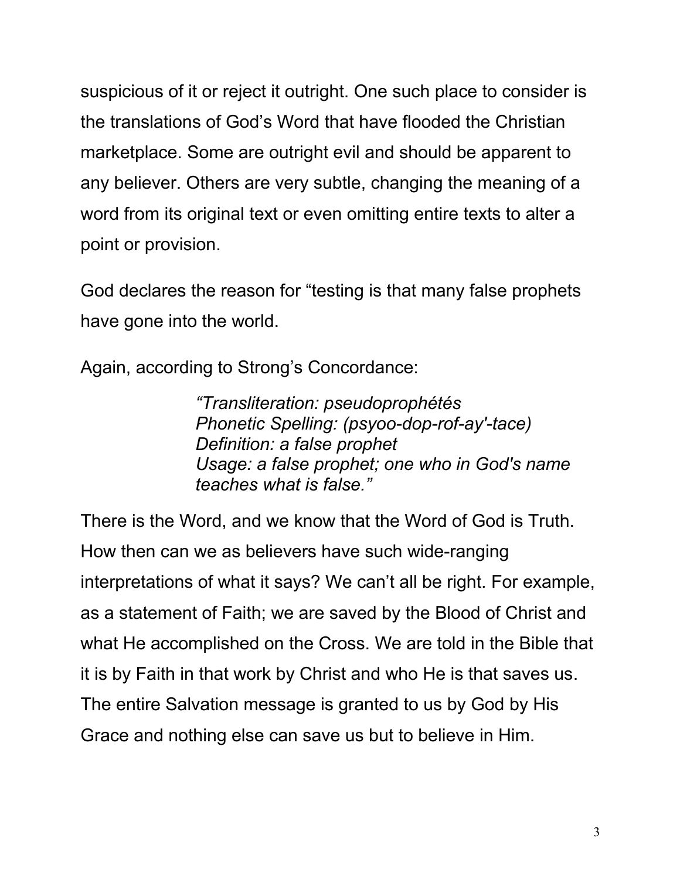suspicious of it or reject it outright. One such place to consider is the translations of God's Word that have flooded the Christian marketplace. Some are outright evil and should be apparent to any believer. Others are very subtle, changing the meaning of a word from its original text or even omitting entire texts to alter a point or provision.

God declares the reason for "testing is that many false prophets have gone into the world.

Again, according to Strong's Concordance:

> *"Transliteration: pseudoprophétés*
> *Phonetic Spelling: (psyoo-dop-rof-ay'-tace)*
> *Definition: a false prophet*
> *Usage: a false prophet; one who in God's name teaches what is false."*

There is the Word, and we know that the Word of God is Truth. How then can we as believers have such wide-ranging interpretations of what it says? We can't all be right. For example, as a statement of Faith; we are saved by the Blood of Christ and what He accomplished on the Cross. We are told in the Bible that it is by Faith in that work by Christ and who He is that saves us. The entire Salvation message is granted to us by God by His Grace and nothing else can save us but to believe in Him.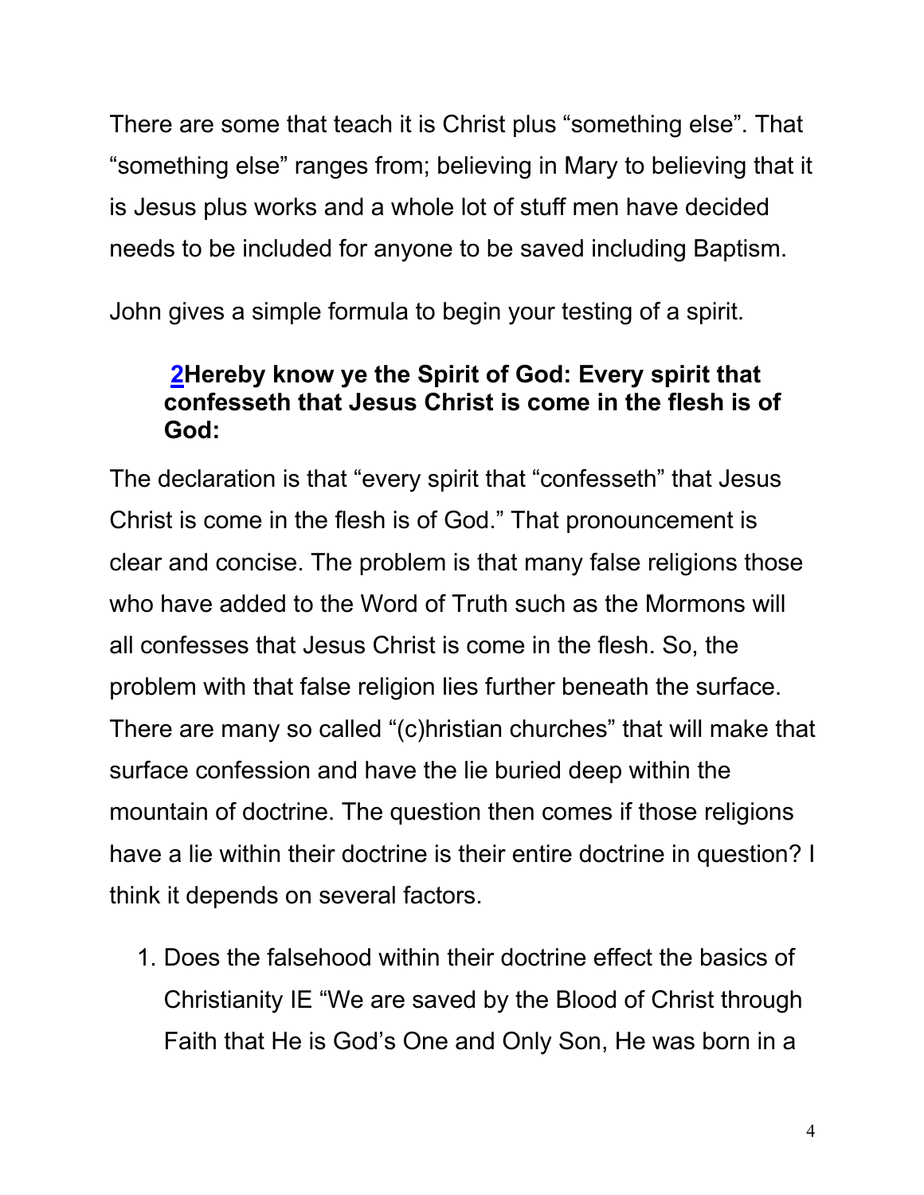There are some that teach it is Christ plus “something else”. That “something else” ranges from; believing in Mary to believing that it is Jesus plus works and a whole lot of stuff men have decided needs to be included for anyone to be saved including Baptism.

John gives a simple formula to begin your testing of a spirit.

> **2Hereby know ye the Spirit of God: Every spirit that confesseth that Jesus Christ is come in the flesh is of God:**

The declaration is that “every spirit that “confesseth” that Jesus Christ is come in the flesh is of God.” That pronouncement is clear and concise. The problem is that many false religions those who have added to the Word of Truth such as the Mormons will all confesses that Jesus Christ is come in the flesh. So, the problem with that false religion lies further beneath the surface. There are many so called “(c)hristian churches” that will make that surface confession and have the lie buried deep within the mountain of doctrine. The question then comes if those religions have a lie within their doctrine is their entire doctrine in question? I think it depends on several factors.

1. Does the falsehood within their doctrine effect the basics of Christianity IE “We are saved by the Blood of Christ through Faith that He is God’s One and Only Son, He was born in a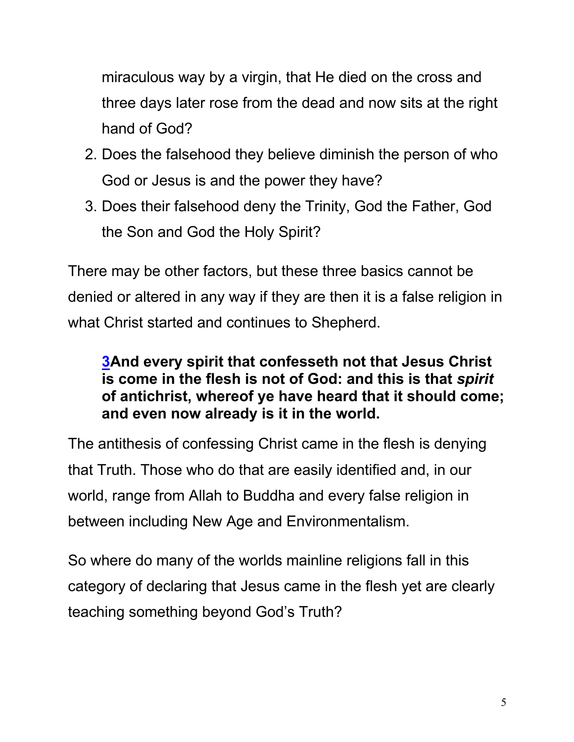miraculous way by a virgin, that He died on the cross and three days later rose from the dead and now sits at the right hand of God?

2. Does the falsehood they believe diminish the person of who God or Jesus is and the power they have?
3. Does their falsehood deny the Trinity, God the Father, God the Son and God the Holy Spirit?

There may be other factors, but these three basics cannot be denied or altered in any way if they are then it is a false religion in what Christ started and continues to Shepherd.

> **3And every spirit that confesseth not that Jesus Christ is come in the flesh is not of God: and this is that *spirit* of antichrist, whereof ye have heard that it should come; and even now already is it in the world.**

The antithesis of confessing Christ came in the flesh is denying that Truth. Those who do that are easily identified and, in our world, range from Allah to Buddha and every false religion in between including New Age and Environmentalism.

So where do many of the worlds mainline religions fall in this category of declaring that Jesus came in the flesh yet are clearly teaching something beyond God's Truth?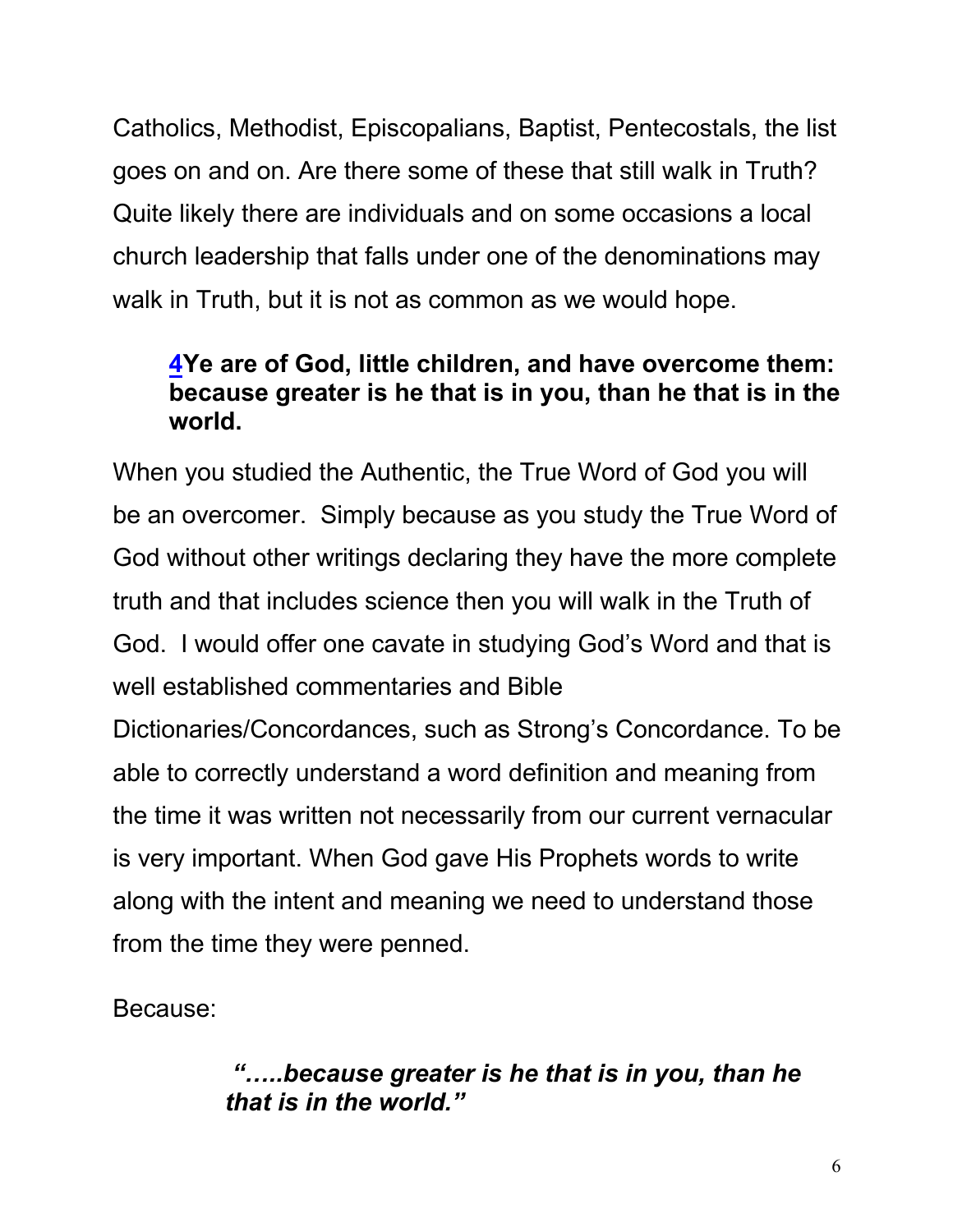Catholics, Methodist, Episcopalians, Baptist, Pentecostals, the list goes on and on. Are there some of these that still walk in Truth? Quite likely there are individuals and on some occasions a local church leadership that falls under one of the denominations may walk in Truth, but it is not as common as we would hope.

> **4Ye are of God, little children, and have overcome them: because greater is he that is in you, than he that is in the world.**

When you studied the Authentic, the True Word of God you will be an overcomer. Simply because as you study the True Word of God without other writings declaring they have the more complete truth and that includes science then you will walk in the Truth of God. I would offer one cavate in studying God's Word and that is well established commentaries and Bible Dictionaries/Concordances, such as Strong's Concordance. To be able to correctly understand a word definition and meaning from the time it was written not necessarily from our current vernacular is very important. When God gave His Prophets words to write along with the intent and meaning we need to understand those from the time they were penned.

Because:

> ***".....because greater is he that is in you, than he that is in the world."***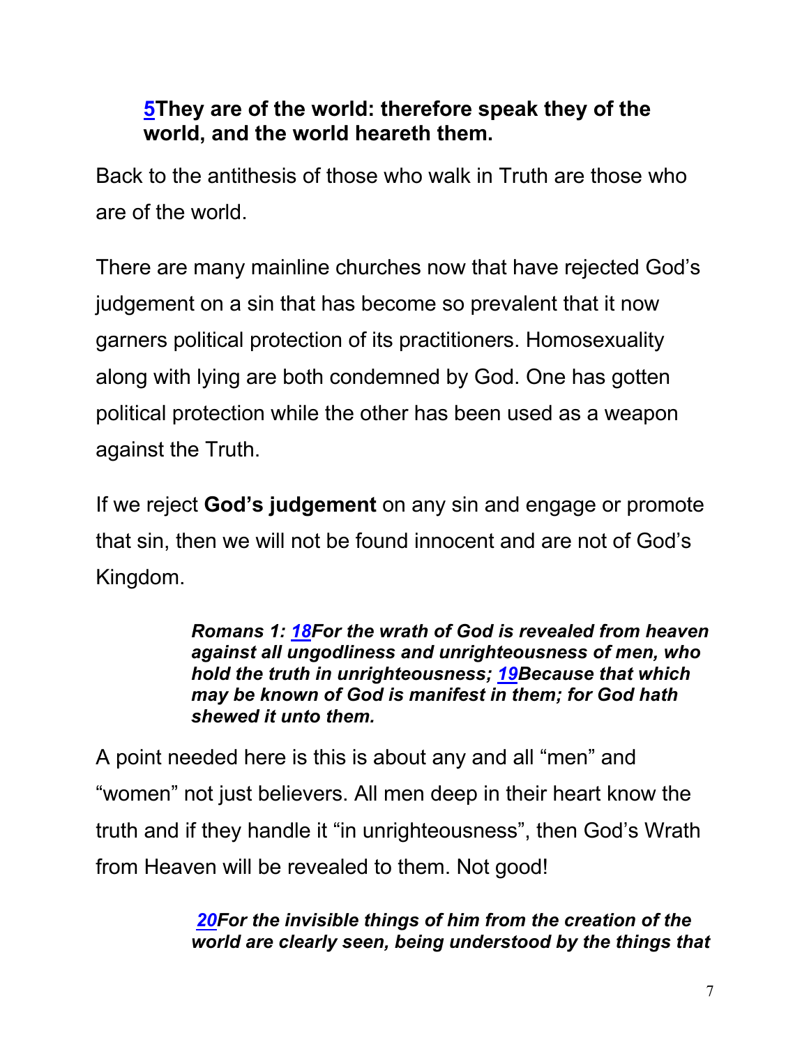**5They are of the world: therefore speak they of the world, and the world heareth them.**

Back to the antithesis of those who walk in Truth are those who are of the world.

There are many mainline churches now that have rejected God's judgement on a sin that has become so prevalent that it now garners political protection of its practitioners. Homosexuality along with lying are both condemned by God. One has gotten political protection while the other has been used as a weapon against the Truth.

If we reject **God's judgement** on any sin and engage or promote that sin, then we will not be found innocent and are not of God's Kingdom.

> ***Romans 1: 18For the wrath of God is revealed from heaven against all ungodliness and unrighteousness of men, who hold the truth in unrighteousness; 19Because that which may be known of God is manifest in them; for God hath shewed it unto them.***

A point needed here is this is about any and all "men" and "women" not just believers. All men deep in their heart know the truth and if they handle it "in unrighteousness", then God's Wrath from Heaven will be revealed to them. Not good!

> ***20For the invisible things of him from the creation of the world are clearly seen, being understood by the things that***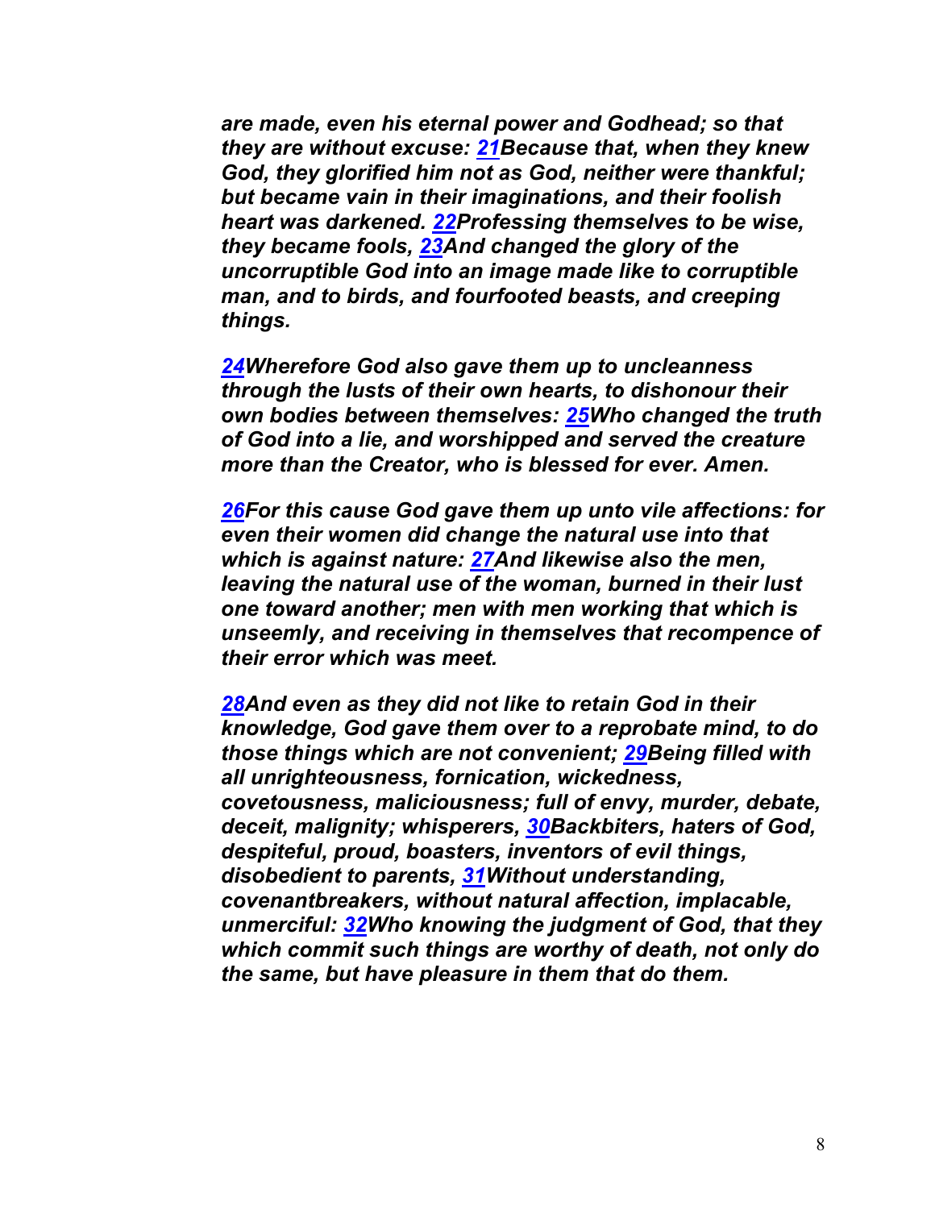***are made, even his eternal power and Godhead; so that they are without excuse: 21Because that, when they knew God, they glorified him not as God, neither were thankful; but became vain in their imaginations, and their foolish heart was darkened. 22Professing themselves to be wise, they became fools, 23And changed the glory of the uncorruptible God into an image made like to corruptible man, and to birds, and fourfooted beasts, and creeping things.***

***24Wherefore God also gave them up to uncleanness through the lusts of their own hearts, to dishonour their own bodies between themselves: 25Who changed the truth of God into a lie, and worshipped and served the creature more than the Creator, who is blessed for ever. Amen.***

***26For this cause God gave them up unto vile affections: for even their women did change the natural use into that which is against nature: 27And likewise also the men, leaving the natural use of the woman, burned in their lust one toward another; men with men working that which is unseemly, and receiving in themselves that recompence of their error which was meet.***

***28And even as they did not like to retain God in their knowledge, God gave them over to a reprobate mind, to do those things which are not convenient; 29Being filled with all unrighteousness, fornication, wickedness, covetousness, maliciousness; full of envy, murder, debate, deceit, malignity; whisperers, 30Backbiters, haters of God, despiteful, proud, boasters, inventors of evil things, disobedient to parents, 31Without understanding, covenantbreakers, without natural affection, implacable, unmerciful: 32Who knowing the judgment of God, that they which commit such things are worthy of death, not only do the same, but have pleasure in them that do them.***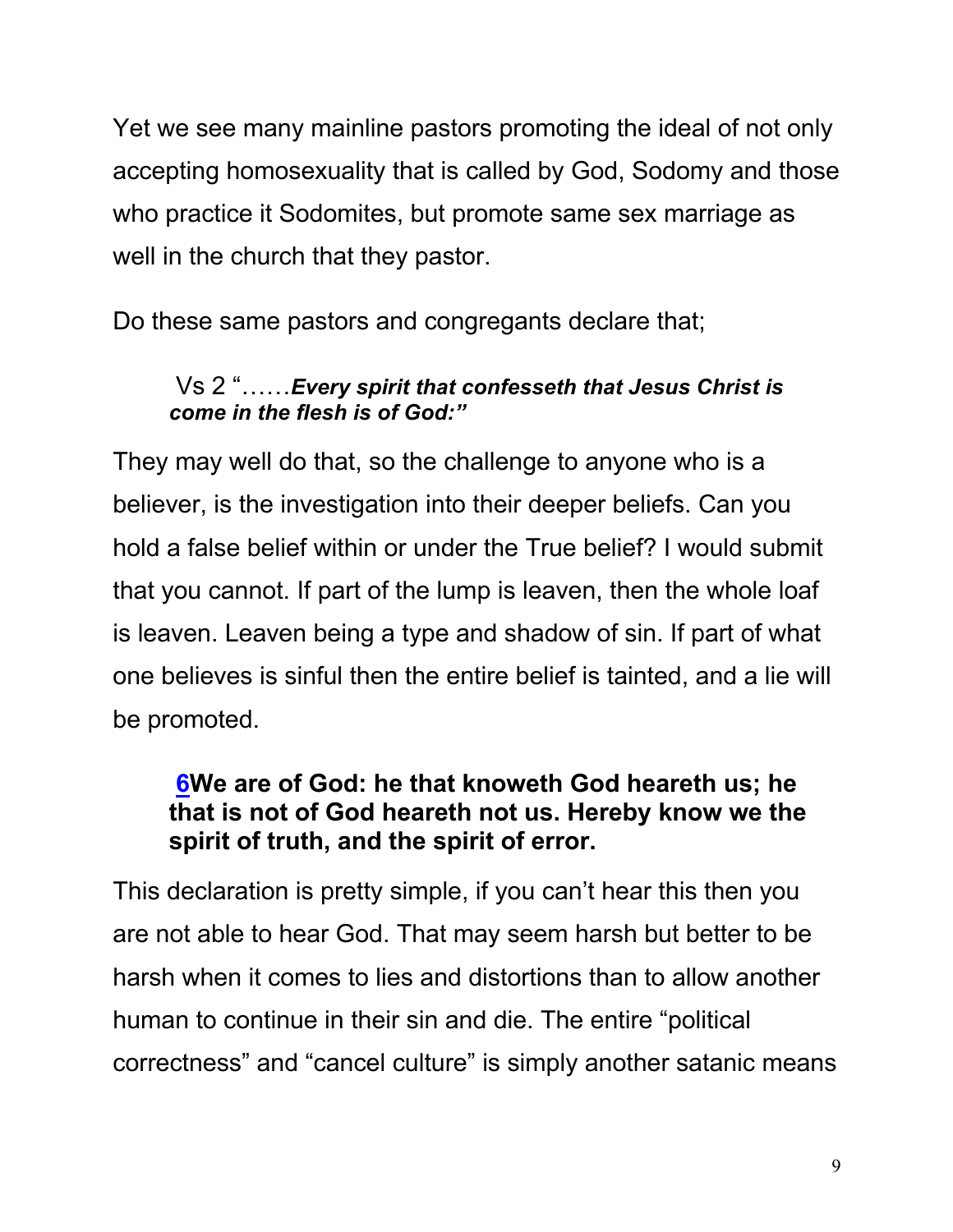Yet we see many mainline pastors promoting the ideal of not only accepting homosexuality that is called by God, Sodomy and those who practice it Sodomites, but promote same sex marriage as well in the church that they pastor.

Do these same pastors and congregants declare that;

> Vs 2 "……***Every spirit that confesseth that Jesus Christ is come in the flesh is of God:"***

They may well do that, so the challenge to anyone who is a believer, is the investigation into their deeper beliefs. Can you hold a false belief within or under the True belief? I would submit that you cannot. If part of the lump is leaven, then the whole loaf is leaven. Leaven being a type and shadow of sin. If part of what one believes is sinful then the entire belief is tainted, and a lie will be promoted.

> **6We are of God: he that knoweth God heareth us; he that is not of God heareth not us. Hereby know we the spirit of truth, and the spirit of error.**

This declaration is pretty simple, if you can't hear this then you are not able to hear God. That may seem harsh but better to be harsh when it comes to lies and distortions than to allow another human to continue in their sin and die. The entire "political correctness" and "cancel culture" is simply another satanic means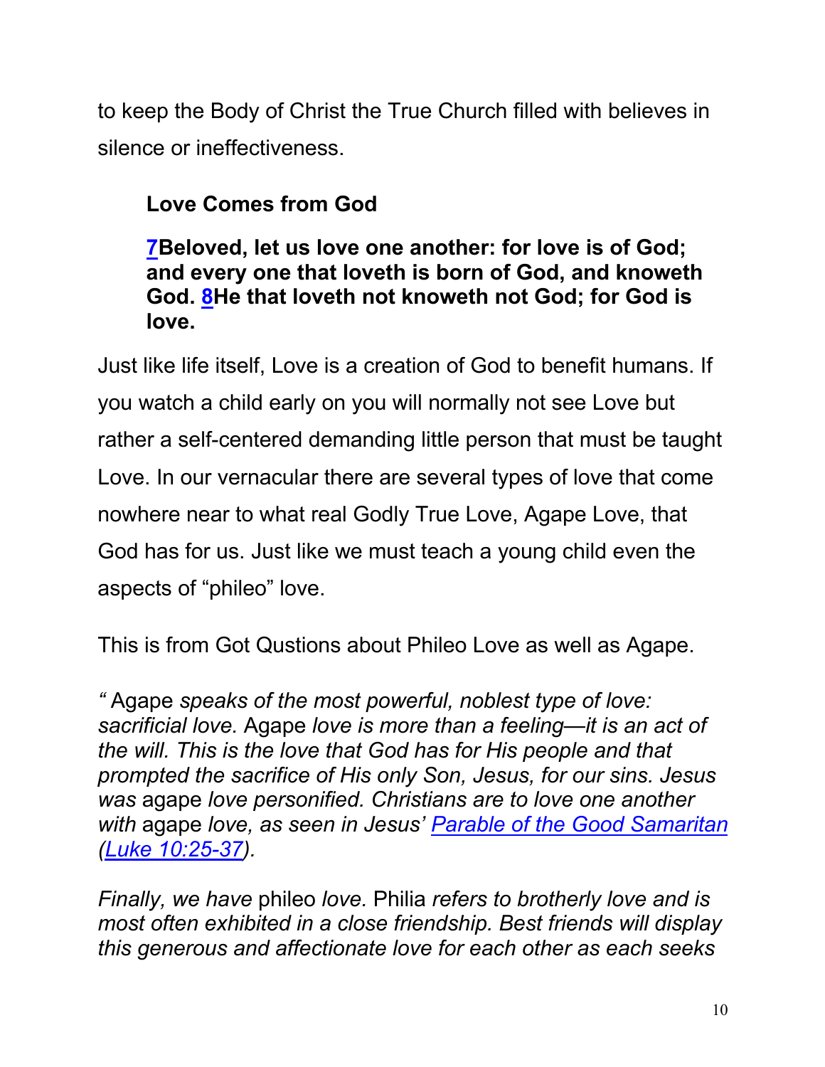to keep the Body of Christ the True Church filled with believes in silence or ineffectiveness.

**Love Comes from God**

**[7](#)Beloved, let us love one another: for love is of God; and every one that loveth is born of God, and knoweth God. [8](#)He that loveth not knoweth not God; for God is love.**

Just like life itself, Love is a creation of God to benefit humans. If you watch a child early on you will normally not see Love but rather a self-centered demanding little person that must be taught Love. In our vernacular there are several types of love that come nowhere near to what real Godly True Love, Agape Love, that God has for us. Just like we must teach a young child even the aspects of "phileo" love.

This is from Got Qustions about Phileo Love as well as Agape.

*"* Agape *speaks of the most powerful, noblest type of love: sacrificial love.* Agape *love is more than a feeling—it is an act of the will. This is the love that God has for His people and that prompted the sacrifice of His only Son, Jesus, for our sins. Jesus was* agape *love personified. Christians are to love one another with* agape *love, as seen in Jesus' [Parable of the Good Samaritan](#) ([Luke 10:25-37](#)).*

*Finally, we have* phileo *love.* Philia *refers to brotherly love and is most often exhibited in a close friendship. Best friends will display this generous and affectionate love for each other as each seeks*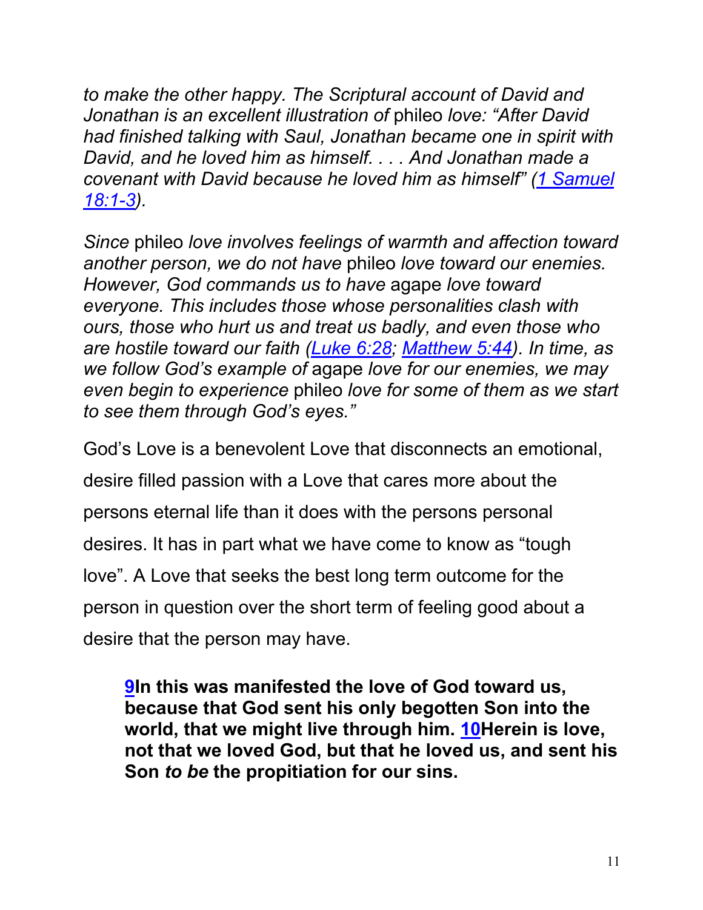*to make the other happy. The Scriptural account of David and Jonathan is an excellent illustration of* phileo *love: "After David had finished talking with Saul, Jonathan became one in spirit with David, and he loved him as himself. . . . And Jonathan made a covenant with David because he loved him as himself" (1 Samuel 18:1-3).*

*Since* phileo *love involves feelings of warmth and affection toward another person, we do not have* phileo *love toward our enemies. However, God commands us to have* agape *love toward everyone. This includes those whose personalities clash with ours, those who hurt us and treat us badly, and even those who are hostile toward our faith (Luke 6:28; Matthew 5:44). In time, as we follow God's example of* agape *love for our enemies, we may even begin to experience* phileo *love for some of them as we start to see them through God's eyes."*

God's Love is a benevolent Love that disconnects an emotional, desire filled passion with a Love that cares more about the persons eternal life than it does with the persons personal desires. It has in part what we have come to know as "tough love". A Love that seeks the best long term outcome for the person in question over the short term of feeling good about a desire that the person may have.

> **9In this was manifested the love of God toward us, because that God sent his only begotten Son into the world, that we might live through him. 10Herein is love, not that we loved God, but that he loved us, and sent his Son *to be* the propitiation for our sins.**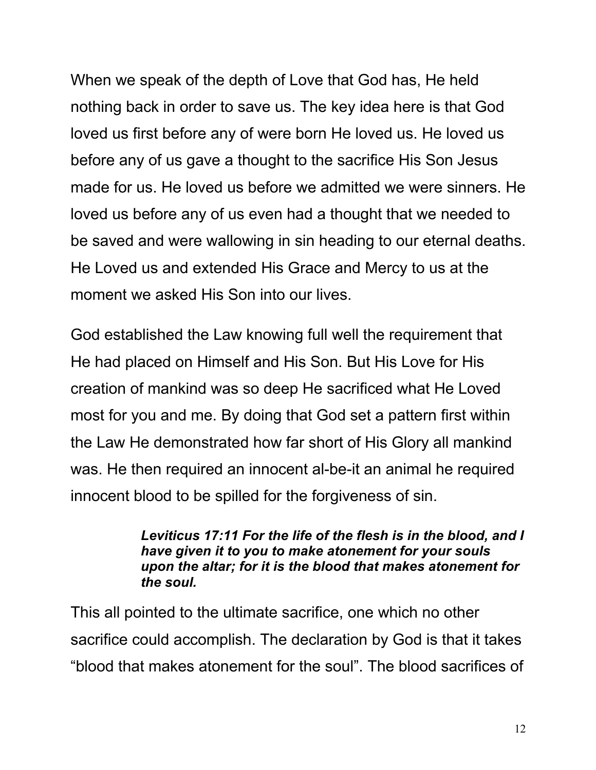When we speak of the depth of Love that God has, He held nothing back in order to save us. The key idea here is that God loved us first before any of were born He loved us. He loved us before any of us gave a thought to the sacrifice His Son Jesus made for us. He loved us before we admitted we were sinners. He loved us before any of us even had a thought that we needed to be saved and were wallowing in sin heading to our eternal deaths. He Loved us and extended His Grace and Mercy to us at the moment we asked His Son into our lives.

God established the Law knowing full well the requirement that He had placed on Himself and His Son. But His Love for His creation of mankind was so deep He sacrificed what He Loved most for you and me. By doing that God set a pattern first within the Law He demonstrated how far short of His Glory all mankind was. He then required an innocent al-be-it an animal he required innocent blood to be spilled for the forgiveness of sin.

> ***Leviticus 17:11 For the life of the flesh is in the blood, and I have given it to you to make atonement for your souls upon the altar; for it is the blood that makes atonement for the soul.***

This all pointed to the ultimate sacrifice, one which no other sacrifice could accomplish. The declaration by God is that it takes "blood that makes atonement for the soul". The blood sacrifices of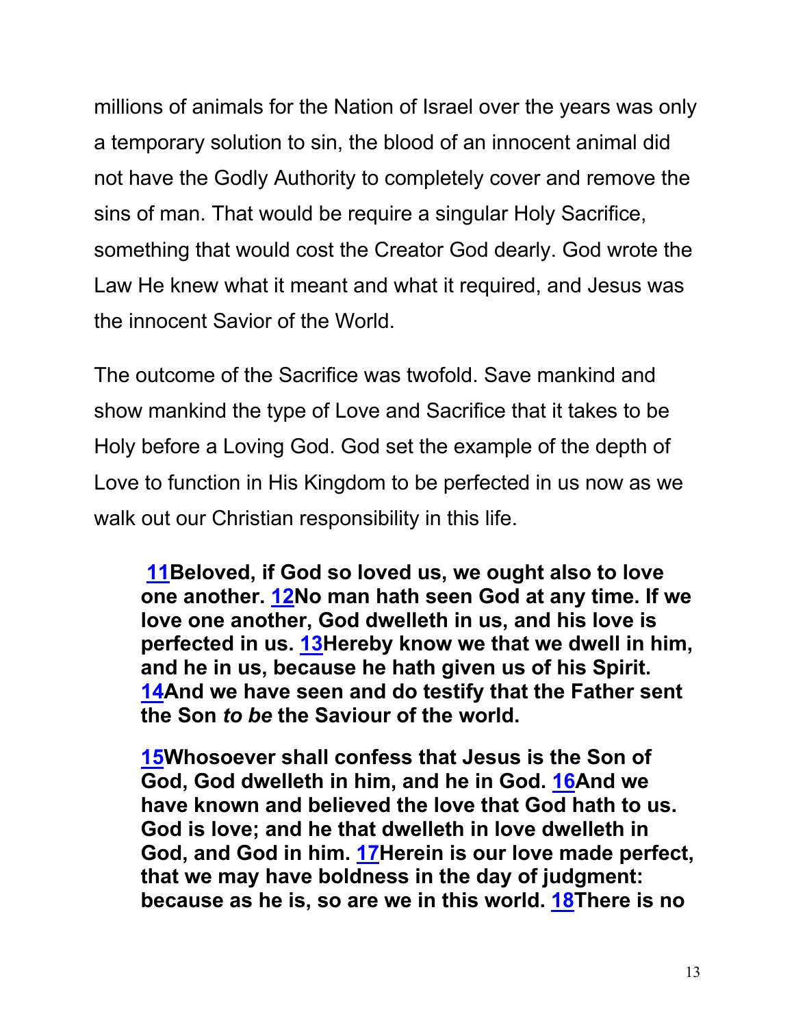millions of animals for the Nation of Israel over the years was only a temporary solution to sin, the blood of an innocent animal did not have the Godly Authority to completely cover and remove the sins of man. That would be require a singular Holy Sacrifice, something that would cost the Creator God dearly. God wrote the Law He knew what it meant and what it required, and Jesus was the innocent Savior of the World.

The outcome of the Sacrifice was twofold. Save mankind and show mankind the type of Love and Sacrifice that it takes to be Holy before a Loving God. God set the example of the depth of Love to function in His Kingdom to be perfected in us now as we walk out our Christian responsibility in this life.

> **11Beloved, if God so loved us, we ought also to love one another. 12No man hath seen God at any time. If we love one another, God dwelleth in us, and his love is perfected in us. 13Hereby know we that we dwell in him, and he in us, because he hath given us of his Spirit. 14And we have seen and do testify that the Father sent the Son *to be* the Saviour of the world.**
>
> **15Whosoever shall confess that Jesus is the Son of God, God dwelleth in him, and he in God. 16And we have known and believed the love that God hath to us. God is love; and he that dwelleth in love dwelleth in God, and God in him. 17Herein is our love made perfect, that we may have boldness in the day of judgment: because as he is, so are we in this world. 18There is no**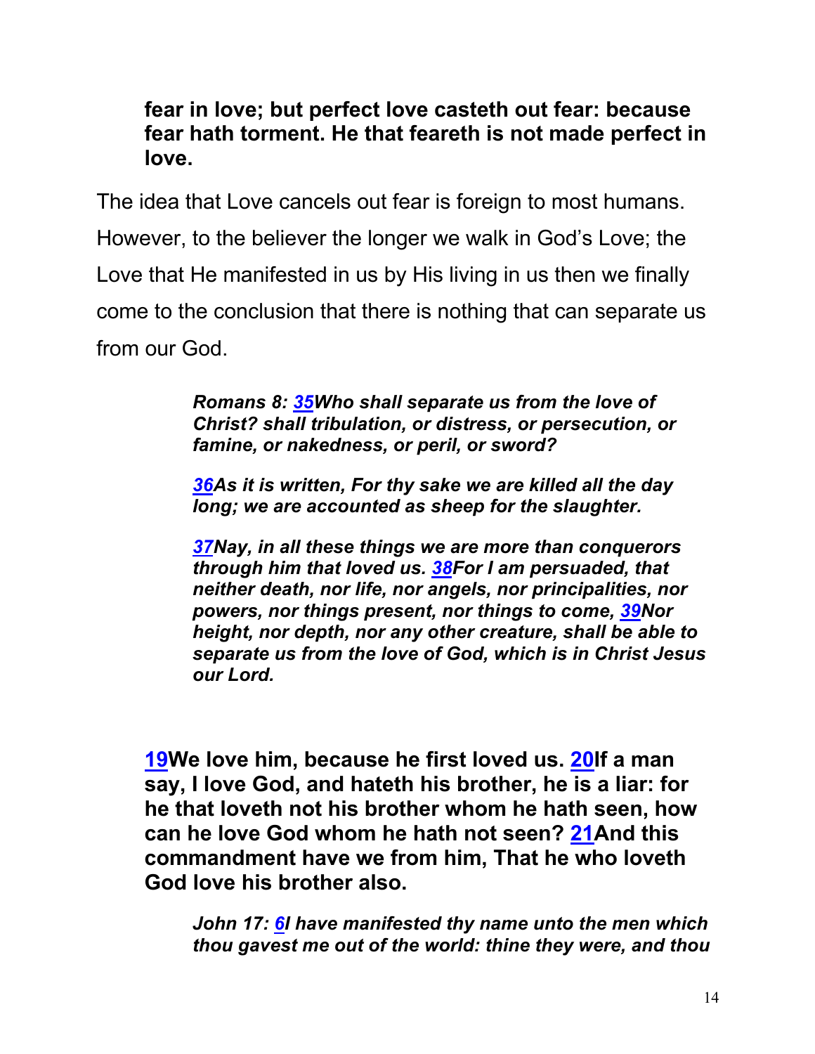**fear in love; but perfect love casteth out fear: because fear hath torment. He that feareth is not made perfect in love.**

The idea that Love cancels out fear is foreign to most humans. However, to the believer the longer we walk in God's Love; the Love that He manifested in us by His living in us then we finally come to the conclusion that there is nothing that can separate us from our God.

> ***Romans 8: 35Who shall separate us from the love of Christ? shall tribulation, or distress, or persecution, or famine, or nakedness, or peril, or sword?***
>
> ***36As it is written, For thy sake we are killed all the day long; we are accounted as sheep for the slaughter.***
>
> ***37Nay, in all these things we are more than conquerors through him that loved us. 38For I am persuaded, that neither death, nor life, nor angels, nor principalities, nor powers, nor things present, nor things to come, 39Nor height, nor depth, nor any other creature, shall be able to separate us from the love of God, which is in Christ Jesus our Lord.***

**19We love him, because he first loved us. 20If a man say, I love God, and hateth his brother, he is a liar: for he that loveth not his brother whom he hath seen, how can he love God whom he hath not seen? 21And this commandment have we from him, That he who loveth God love his brother also.**

> ***John 17: 6I have manifested thy name unto the men which thou gavest me out of the world: thine they were, and thou***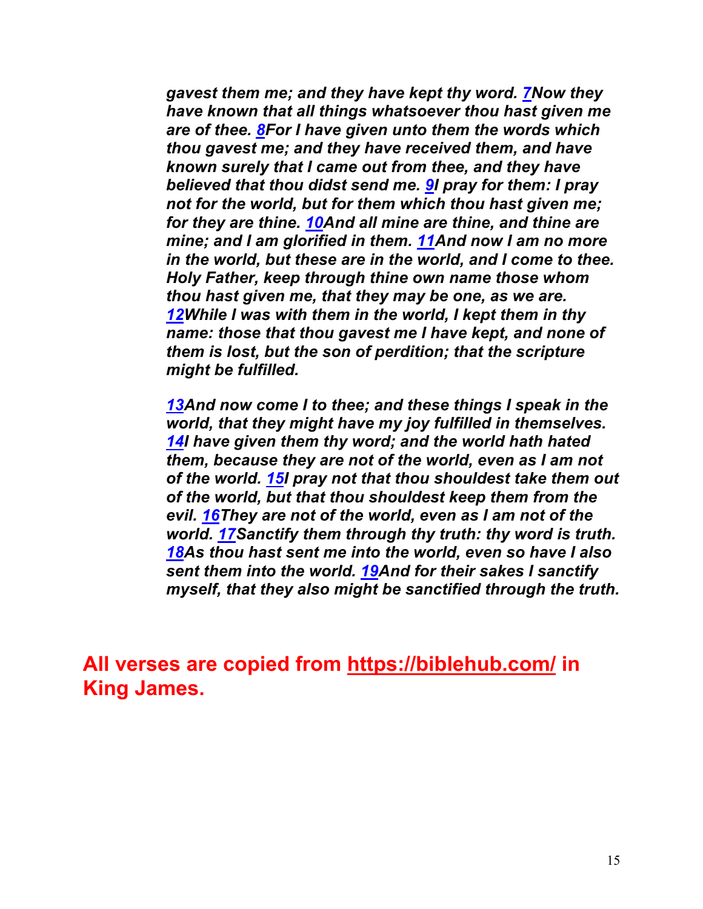*gavest them me; and they have kept thy word.* ***7****Now they have known that all things whatsoever thou hast given me are of thee.* ***8****For I have given unto them the words which thou gavest me; and they have received them, and have known surely that I came out from thee, and they have believed that thou didst send me.* ***9****I pray for them: I pray not for the world, but for them which thou hast given me; for they are thine.* ***10****And all mine are thine, and thine are mine; and I am glorified in them.* ***11****And now I am no more in the world, but these are in the world, and I come to thee. Holy Father, keep through thine own name those whom thou hast given me, that they may be one, as we are.* ***12****While I was with them in the world, I kept them in thy name: those that thou gavest me I have kept, and none of them is lost, but the son of perdition; that the scripture might be fulfilled.*

***13****And now come I to thee; and these things I speak in the world, that they might have my joy fulfilled in themselves.* ***14****I have given them thy word; and the world hath hated them, because they are not of the world, even as I am not of the world.* ***15****I pray not that thou shouldest take them out of the world, but that thou shouldest keep them from the evil.* ***16****They are not of the world, even as I am not of the world.* ***17****Sanctify them through thy truth: thy word is truth.* ***18****As thou hast sent me into the world, even so have I also sent them into the world.* ***19****And for their sakes I sanctify myself, that they also might be sanctified through the truth.*

**All verses are copied from https://biblehub.com/ in King James.**